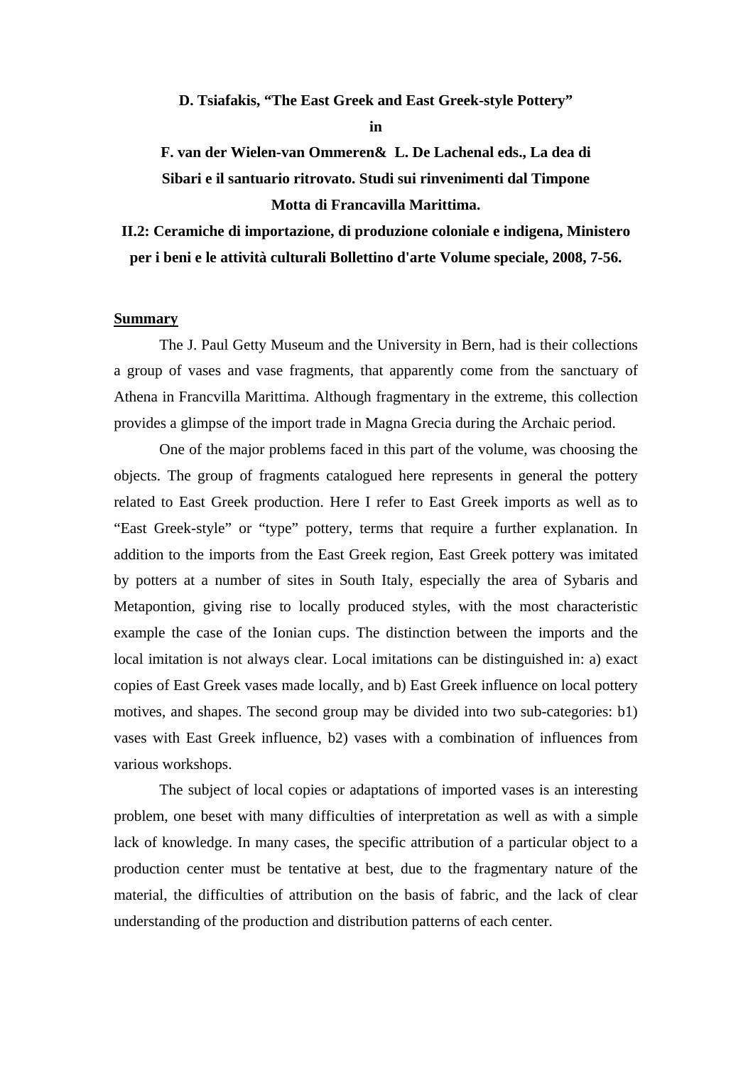**D. Tsiafakis, "The East Greek and East Greek-style Pottery"**

**in**

**F. van der Wielen-van Ommeren& L. De Lachenal eds., La dea di Sibari e il santuario ritrovato. Studi sui rinvenimenti dal Timpone Motta di Francavilla Marittima.**

**II.2: Ceramiche di importazione, di produzione coloniale e indigena, Ministero per i beni e le attività culturali Bollettino d'arte Volume speciale, 2008, 7-56.**

## Summary

The J. Paul Getty Museum and the University in Bern, had is their collections a group of vases and vase fragments, that apparently come from the sanctuary of Athena in Francvilla Marittima. Although fragmentary in the extreme, this collection provides a glimpse of the import trade in Magna Grecia during the Archaic period.

One of the major problems faced in this part of the volume, was choosing the objects. The group of fragments catalogued here represents in general the pottery related to East Greek production. Here I refer to East Greek imports as well as to "East Greek-style" or "type" pottery, terms that require a further explanation. In addition to the imports from the East Greek region, East Greek pottery was imitated by potters at a number of sites in South Italy, especially the area of Sybaris and Metapontion, giving rise to locally produced styles, with the most characteristic example the case of the Ionian cups. The distinction between the imports and the local imitation is not always clear. Local imitations can be distinguished in: a) exact copies of East Greek vases made locally, and b) East Greek influence on local pottery motives, and shapes. The second group may be divided into two sub-categories: b1) vases with East Greek influence, b2) vases with a combination of influences from various workshops.

The subject of local copies or adaptations of imported vases is an interesting problem, one beset with many difficulties of interpretation as well as with a simple lack of knowledge. In many cases, the specific attribution of a particular object to a production center must be tentative at best, due to the fragmentary nature of the material, the difficulties of attribution on the basis of fabric, and the lack of clear understanding of the production and distribution patterns of each center.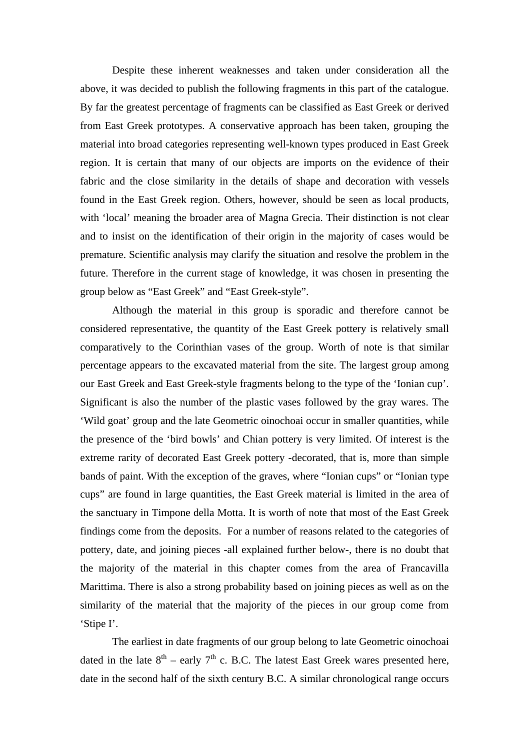Despite these inherent weaknesses and taken under consideration all the above, it was decided to publish the following fragments in this part of the catalogue. By far the greatest percentage of fragments can be classified as East Greek or derived from East Greek prototypes. A conservative approach has been taken, grouping the material into broad categories representing well-known types produced in East Greek region. It is certain that many of our objects are imports on the evidence of their fabric and the close similarity in the details of shape and decoration with vessels found in the East Greek region. Others, however, should be seen as local products, with 'local' meaning the broader area of Magna Grecia. Their distinction is not clear and to insist on the identification of their origin in the majority of cases would be premature. Scientific analysis may clarify the situation and resolve the problem in the future. Therefore in the current stage of knowledge, it was chosen in presenting the group below as "East Greek" and "East Greek-style".

Although the material in this group is sporadic and therefore cannot be considered representative, the quantity of the East Greek pottery is relatively small comparatively to the Corinthian vases of the group. Worth of note is that similar percentage appears to the excavated material from the site. The largest group among our East Greek and East Greek-style fragments belong to the type of the 'Ionian cup'. Significant is also the number of the plastic vases followed by the gray wares. The 'Wild goat' group and the late Geometric oinochoai occur in smaller quantities, while the presence of the 'bird bowls' and Chian pottery is very limited. Of interest is the extreme rarity of decorated East Greek pottery -decorated, that is, more than simple bands of paint. With the exception of the graves, where "Ionian cups" or "Ionian type cups" are found in large quantities, the East Greek material is limited in the area of the sanctuary in Timpone della Motta. It is worth of note that most of the East Greek findings come from the deposits. For a number of reasons related to the categories of pottery, date, and joining pieces -all explained further below-, there is no doubt that the majority of the material in this chapter comes from the area of Francavilla Marittima. There is also a strong probability based on joining pieces as well as on the similarity of the material that the majority of the pieces in our group come from 'Stipe I'.

The earliest in date fragments of our group belong to late Geometric oinochoai dated in the late 8$^{th}$ – early 7$^{th}$ c. B.C. The latest East Greek wares presented here, date in the second half of the sixth century B.C. A similar chronological range occurs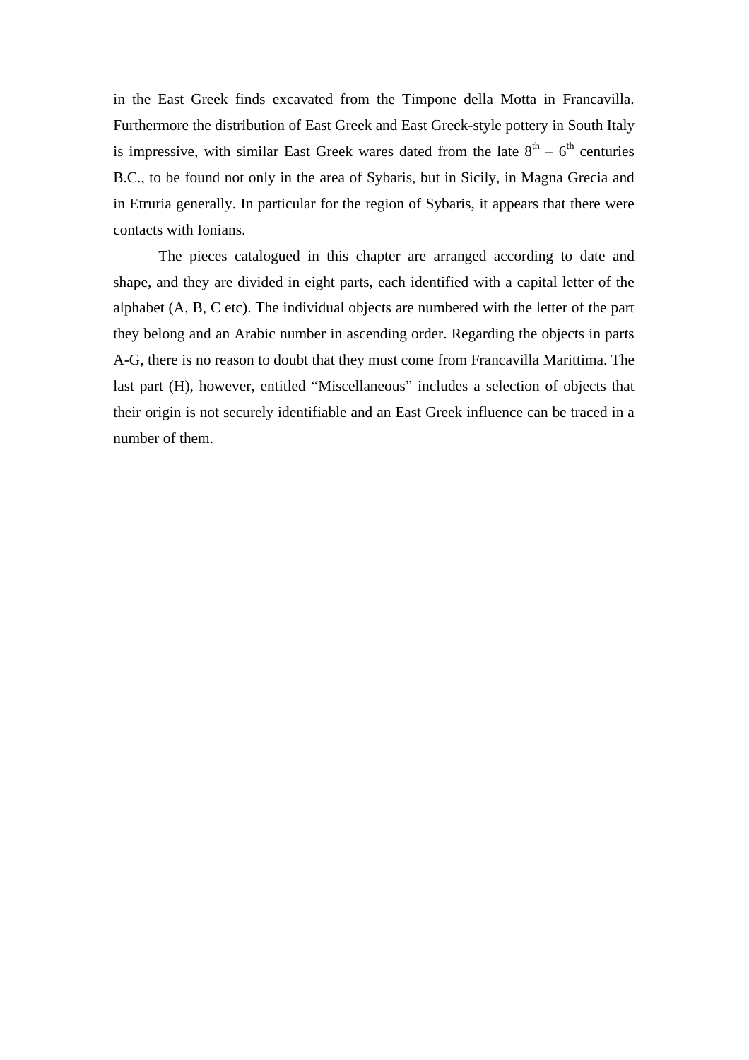in the East Greek finds excavated from the Timpone della Motta in Francavilla. Furthermore the distribution of East Greek and East Greek-style pottery in South Italy is impressive, with similar East Greek wares dated from the late $8^{th}$ – $6^{th}$ centuries B.C., to be found not only in the area of Sybaris, but in Sicily, in Magna Grecia and in Etruria generally. In particular for the region of Sybaris, it appears that there were contacts with Ionians.

The pieces catalogued in this chapter are arranged according to date and shape, and they are divided in eight parts, each identified with a capital letter of the alphabet (A, B, C etc). The individual objects are numbered with the letter of the part they belong and an Arabic number in ascending order. Regarding the objects in parts A-G, there is no reason to doubt that they must come from Francavilla Marittima. The last part (H), however, entitled "Miscellaneous" includes a selection of objects that their origin is not securely identifiable and an East Greek influence can be traced in a number of them.